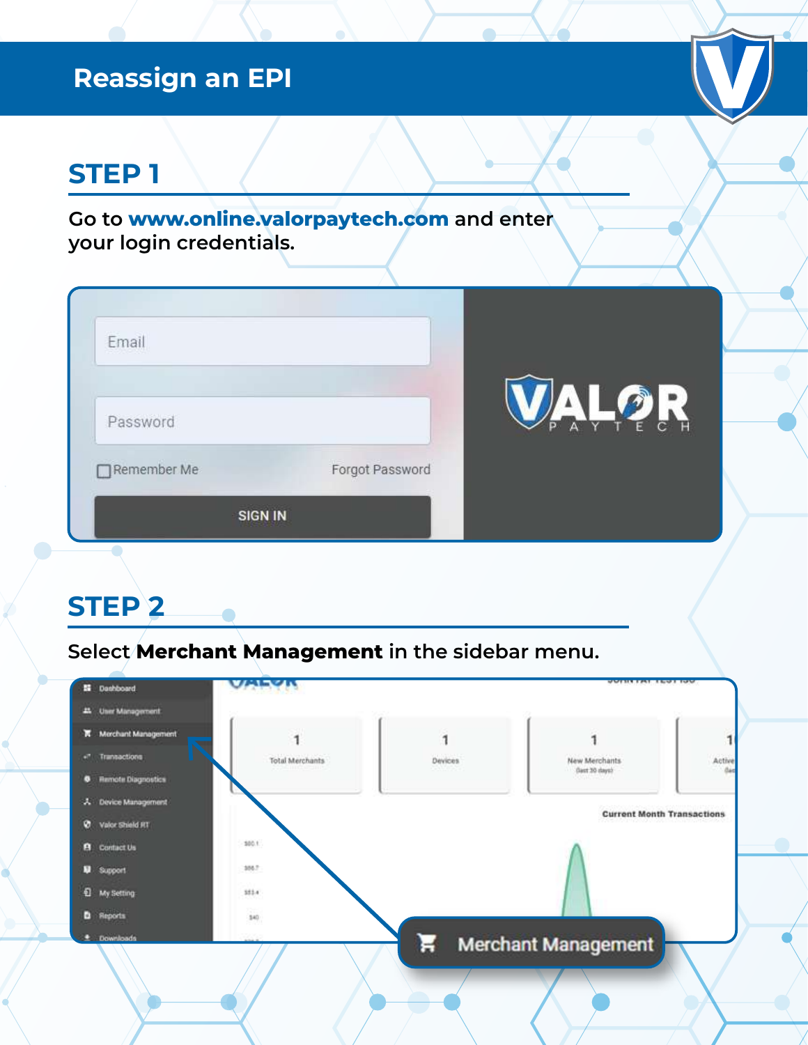# Reassign an EPI

## STEP 1

Go to **www.online.valorpaytech.com** and enter your login credentials.

## STEP 2

Select **Merchant Management** in the sidebar menu.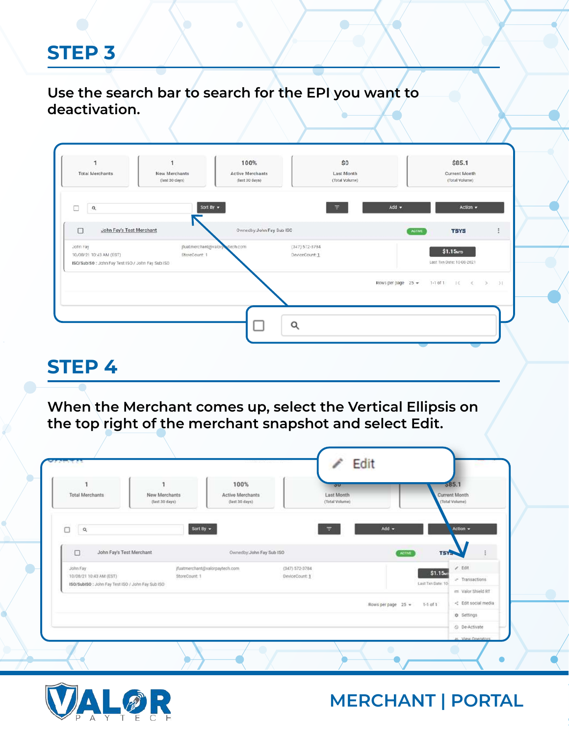## STEP 3

Use the search bar to search for the EPI you want to deactivation.

## STEP 4

When the Merchant comes up, select the Vertical Ellipsis on the top right of the merchant snapshot and select Edit.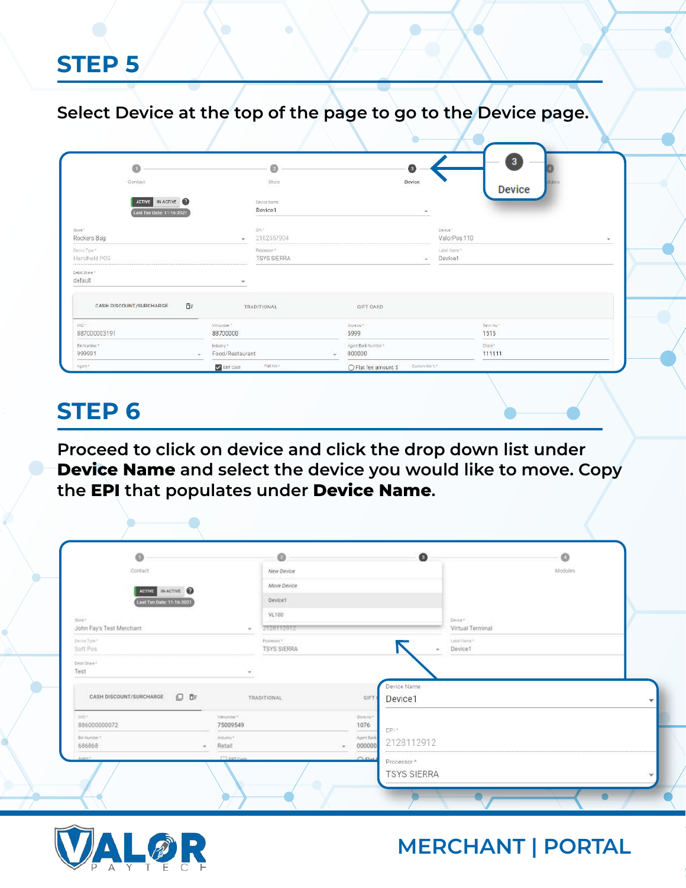## STEP 5

Select Device at the top of the page to go to the Device page.

## STEP 6

Proceed to click on device and click the drop down list under **Device Name** and select the device you would like to move. Copy the **EPI** that populates under **Device Name**.

MERCHANT | PORTAL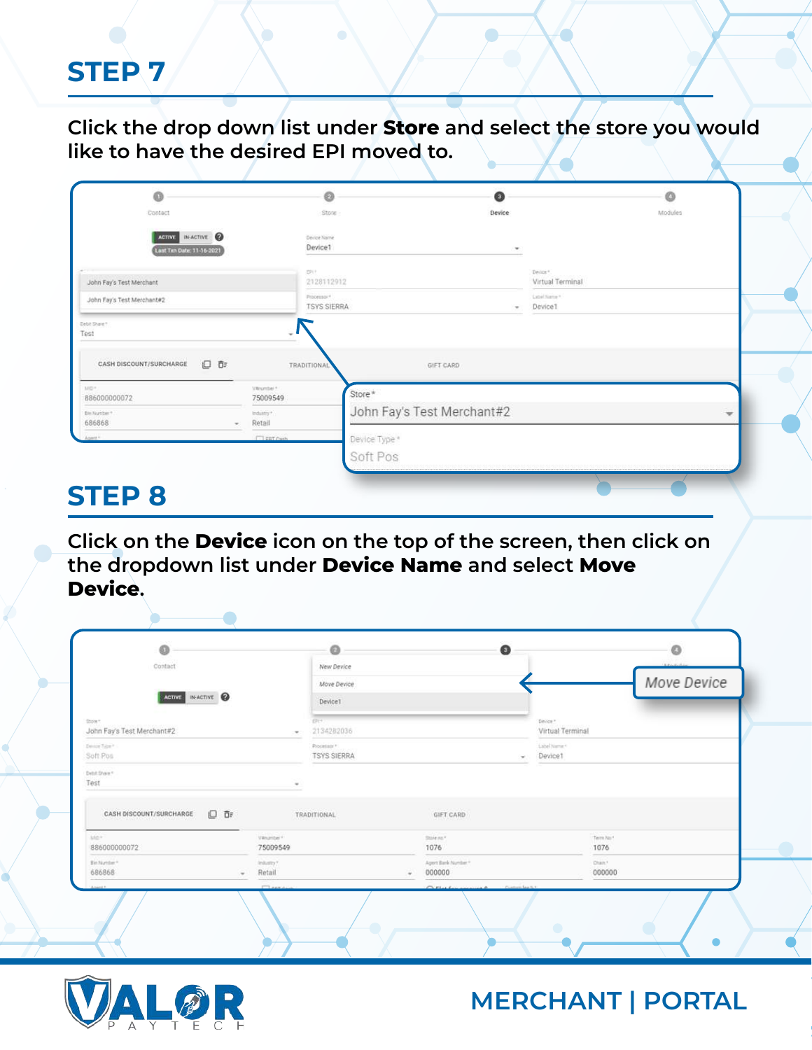## STEP 7

Click the drop down list under **Store** and select the store you would like to have the desired EPI moved to.

## STEP 8

Click on the **Device** icon on the top of the screen, then click on the dropdown list under **Device Name** and select **Move Device**.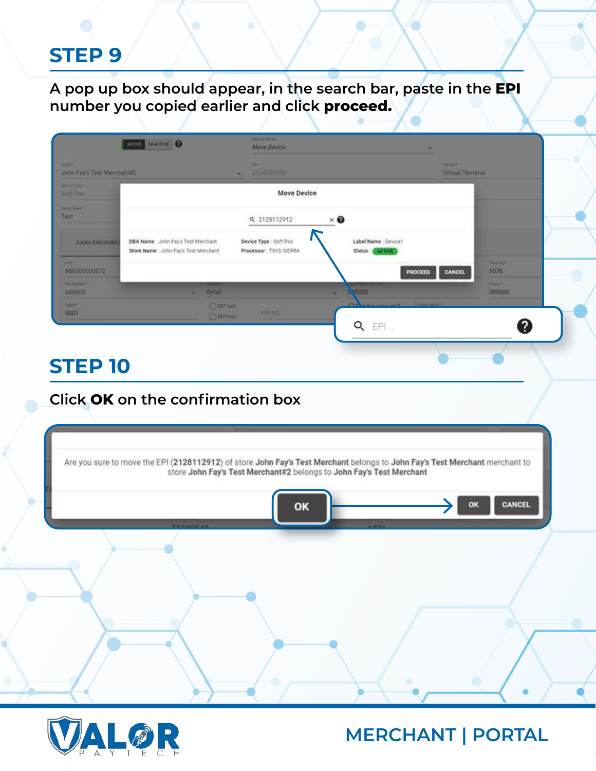## STEP 9

A pop up box should appear, in the search bar, paste in the **EPI** number you copied earlier and click **proceed.**

## STEP 10

Click **OK** on the confirmation box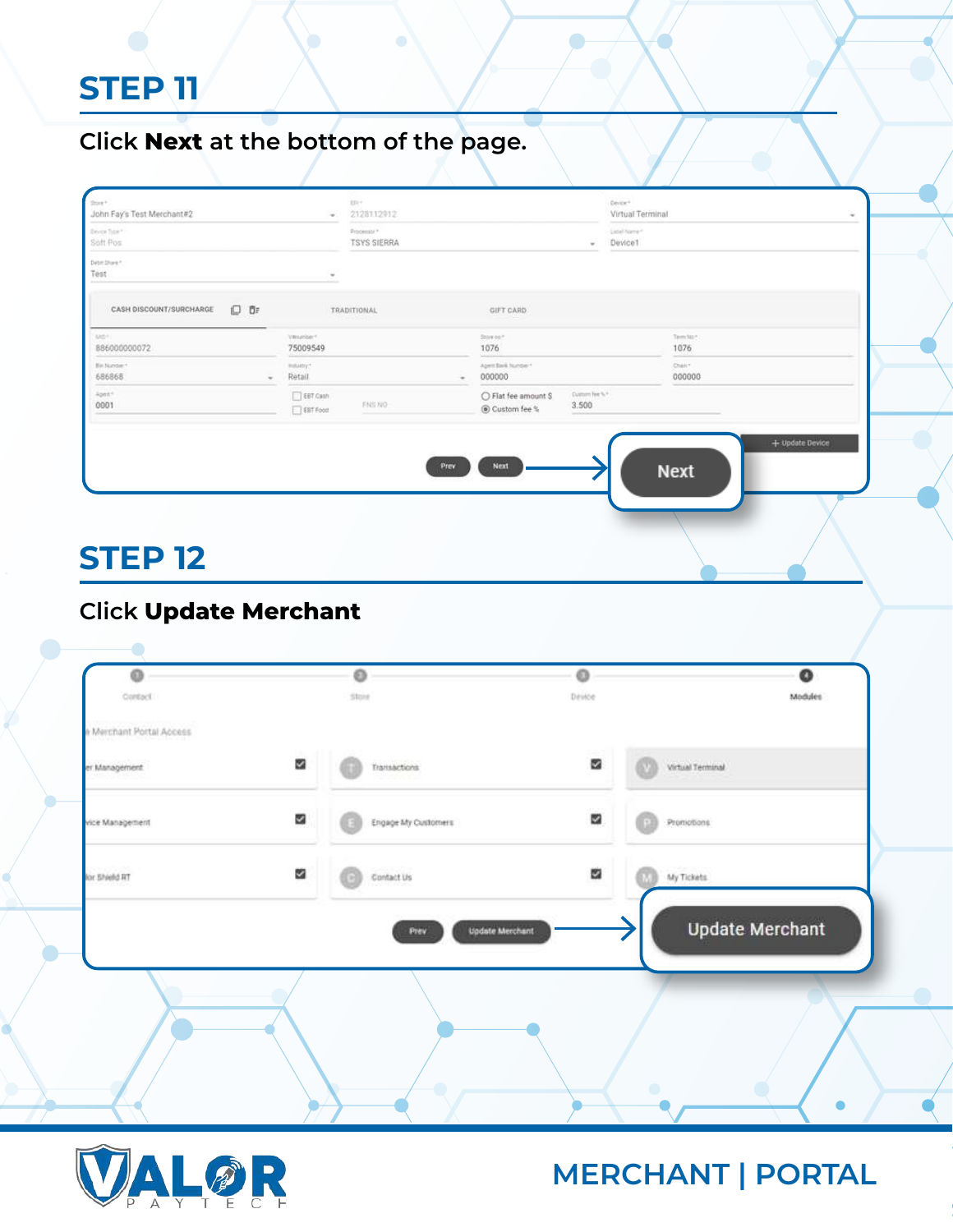## STEP 11

Click **Next** at the bottom of the page.

## STEP 12

Click **Update Merchant**

MERCHANT | PORTAL